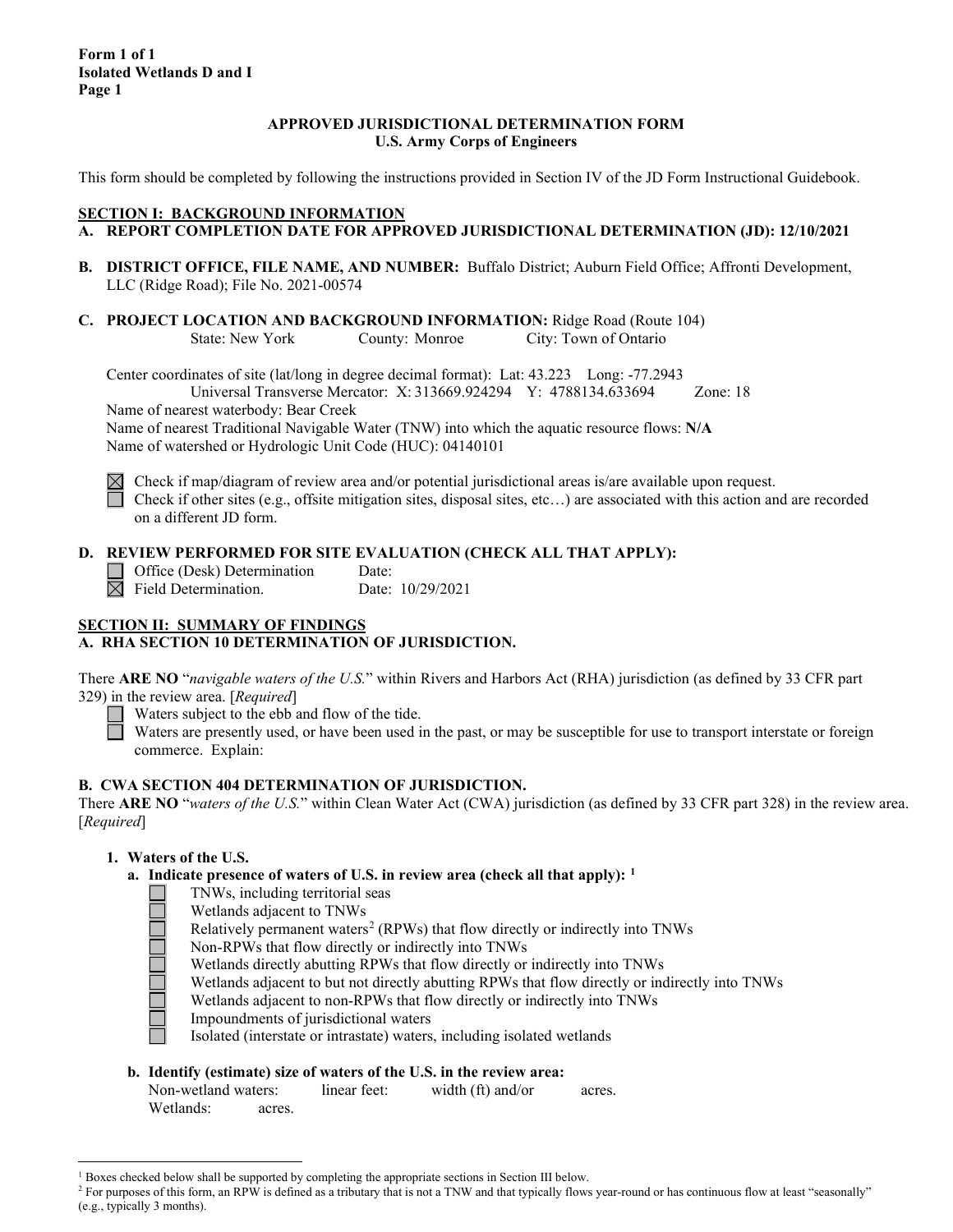**Form 1 of 1**
**Isolated Wetlands D and I**
**Page 1**

**APPROVED JURISDICTIONAL DETERMINATION FORM**
**U.S. Army Corps of Engineers**

This form should be completed by following the instructions provided in Section IV of the JD Form Instructional Guidebook.

## SECTION I: BACKGROUND INFORMATION

**A. REPORT COMPLETION DATE FOR APPROVED JURISDICTIONAL DETERMINATION (JD): 12/10/2021**

**B. DISTRICT OFFICE, FILE NAME, AND NUMBER:** Buffalo District; Auburn Field Office; Affronti Development, LLC (Ridge Road); File No. 2021-00574

**C. PROJECT LOCATION AND BACKGROUND INFORMATION:** Ridge Road (Route 104)
State: New York County: Monroe City: Town of Ontario

Center coordinates of site (lat/long in degree decimal format): Lat: 43.223 Long: -77.2943
Universal Transverse Mercator: X: 313669.924294 Y: 4788134.633694 Zone: 18
Name of nearest waterbody: Bear Creek
Name of nearest Traditional Navigable Water (TNW) into which the aquatic resource flows: **N/A**
Name of watershed or Hydrologic Unit Code (HUC): 04140101

☒ Check if map/diagram of review area and/or potential jurisdictional areas is/are available upon request.
☐ Check if other sites (e.g., offsite mitigation sites, disposal sites, etc…) are associated with this action and are recorded on a different JD form.

**D. REVIEW PERFORMED FOR SITE EVALUATION (CHECK ALL THAT APPLY):**
☐ Office (Desk) Determination Date:
☒ Field Determination. Date: 10/29/2021

## SECTION II: SUMMARY OF FINDINGS

**A. RHA SECTION 10 DETERMINATION OF JURISDICTION.**

There **ARE NO** "*navigable waters of the U.S.*" within Rivers and Harbors Act (RHA) jurisdiction (as defined by 33 CFR part 329) in the review area. [*Required*]
☐ Waters subject to the ebb and flow of the tide.
☐ Waters are presently used, or have been used in the past, or may be susceptible for use to transport interstate or foreign commerce. Explain:

**B. CWA SECTION 404 DETERMINATION OF JURISDICTION.**
There **ARE NO** "*waters of the U.S.*" within Clean Water Act (CWA) jurisdiction (as defined by 33 CFR part 328) in the review area. [*Required*]

**1. Waters of the U.S.**

**a. Indicate presence of waters of U.S. in review area (check all that apply):** [1]
☐ TNWs, including territorial seas
☐ Wetlands adjacent to TNWs
☐ Relatively permanent waters[2] (RPWs) that flow directly or indirectly into TNWs
☐ Non-RPWs that flow directly or indirectly into TNWs
☐ Wetlands directly abutting RPWs that flow directly or indirectly into TNWs
☐ Wetlands adjacent to but not directly abutting RPWs that flow directly or indirectly into TNWs
☐ Wetlands adjacent to non-RPWs that flow directly or indirectly into TNWs
☐ Impoundments of jurisdictional waters
☐ Isolated (interstate or intrastate) waters, including isolated wetlands

**b. Identify (estimate) size of waters of the U.S. in the review area:**
Non-wetland waters: linear feet: width (ft) and/or acres.
Wetlands: acres.

---

[1] Boxes checked below shall be supported by completing the appropriate sections in Section III below.
[2] For purposes of this form, an RPW is defined as a tributary that is not a TNW and that typically flows year-round or has continuous flow at least "seasonally" (e.g., typically 3 months).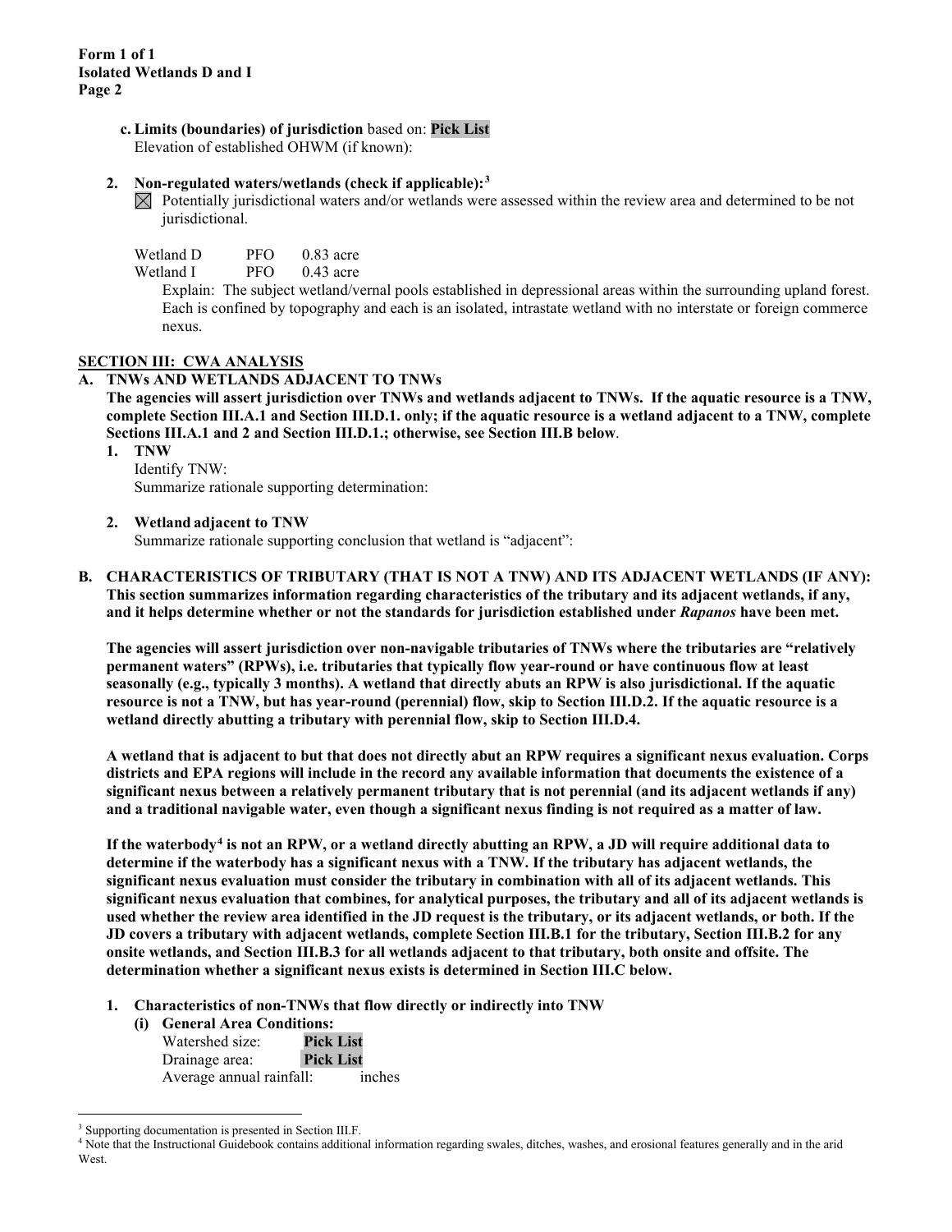**c. Limits (boundaries) of jurisdiction** based on: **Pick List**
Elevation of established OHWM (if known):

**2. Non-regulated waters/wetlands (check if applicable):**[3]

☒ Potentially jurisdictional waters and/or wetlands were assessed within the review area and determined to be not jurisdictional.

| | | |
|---|---|---|
| Wetland D | PFO | 0.83 acre |
| Wetland I | PFO | 0.43 acre |

Explain: The subject wetland/vernal pools established in depressional areas within the surrounding upland forest. Each is confined by topography and each is an isolated, intrastate wetland with no interstate or foreign commerce nexus.

## SECTION III: CWA ANALYSIS

**A. TNWs AND WETLANDS ADJACENT TO TNWs**

**The agencies will assert jurisdiction over TNWs and wetlands adjacent to TNWs. If the aquatic resource is a TNW, complete Section III.A.1 and Section III.D.1. only; if the aquatic resource is a wetland adjacent to a TNW, complete Sections III.A.1 and 2 and Section III.D.1.; otherwise, see Section III.B below**.

**1. TNW**

Identify TNW:
Summarize rationale supporting determination:

**2. Wetland adjacent to TNW**

Summarize rationale supporting conclusion that wetland is "adjacent":

**B. CHARACTERISTICS OF TRIBUTARY (THAT IS NOT A TNW) AND ITS ADJACENT WETLANDS (IF ANY): This section summarizes information regarding characteristics of the tributary and its adjacent wetlands, if any, and it helps determine whether or not the standards for jurisdiction established under *Rapanos* have been met.**

**The agencies will assert jurisdiction over non-navigable tributaries of TNWs where the tributaries are "relatively permanent waters" (RPWs), i.e. tributaries that typically flow year-round or have continuous flow at least seasonally (e.g., typically 3 months). A wetland that directly abuts an RPW is also jurisdictional. If the aquatic resource is not a TNW, but has year-round (perennial) flow, skip to Section III.D.2. If the aquatic resource is a wetland directly abutting a tributary with perennial flow, skip to Section III.D.4.**

**A wetland that is adjacent to but that does not directly abut an RPW requires a significant nexus evaluation. Corps districts and EPA regions will include in the record any available information that documents the existence of a significant nexus between a relatively permanent tributary that is not perennial (and its adjacent wetlands if any) and a traditional navigable water, even though a significant nexus finding is not required as a matter of law.**

**If the waterbody[4] is not an RPW, or a wetland directly abutting an RPW, a JD will require additional data to determine if the waterbody has a significant nexus with a TNW. If the tributary has adjacent wetlands, the significant nexus evaluation must consider the tributary in combination with all of its adjacent wetlands. This significant nexus evaluation that combines, for analytical purposes, the tributary and all of its adjacent wetlands is used whether the review area identified in the JD request is the tributary, or its adjacent wetlands, or both. If the JD covers a tributary with adjacent wetlands, complete Section III.B.1 for the tributary, Section III.B.2 for any onsite wetlands, and Section III.B.3 for all wetlands adjacent to that tributary, both onsite and offsite. The determination whether a significant nexus exists is determined in Section III.C below.**

**1. Characteristics of non-TNWs that flow directly or indirectly into TNW**

**(i) General Area Conditions:**

Watershed size: **Pick List**
Drainage area: **Pick List**
Average annual rainfall: inches

---

[3] Supporting documentation is presented in Section III.F.

[4] Note that the Instructional Guidebook contains additional information regarding swales, ditches, washes, and erosional features generally and in the arid West.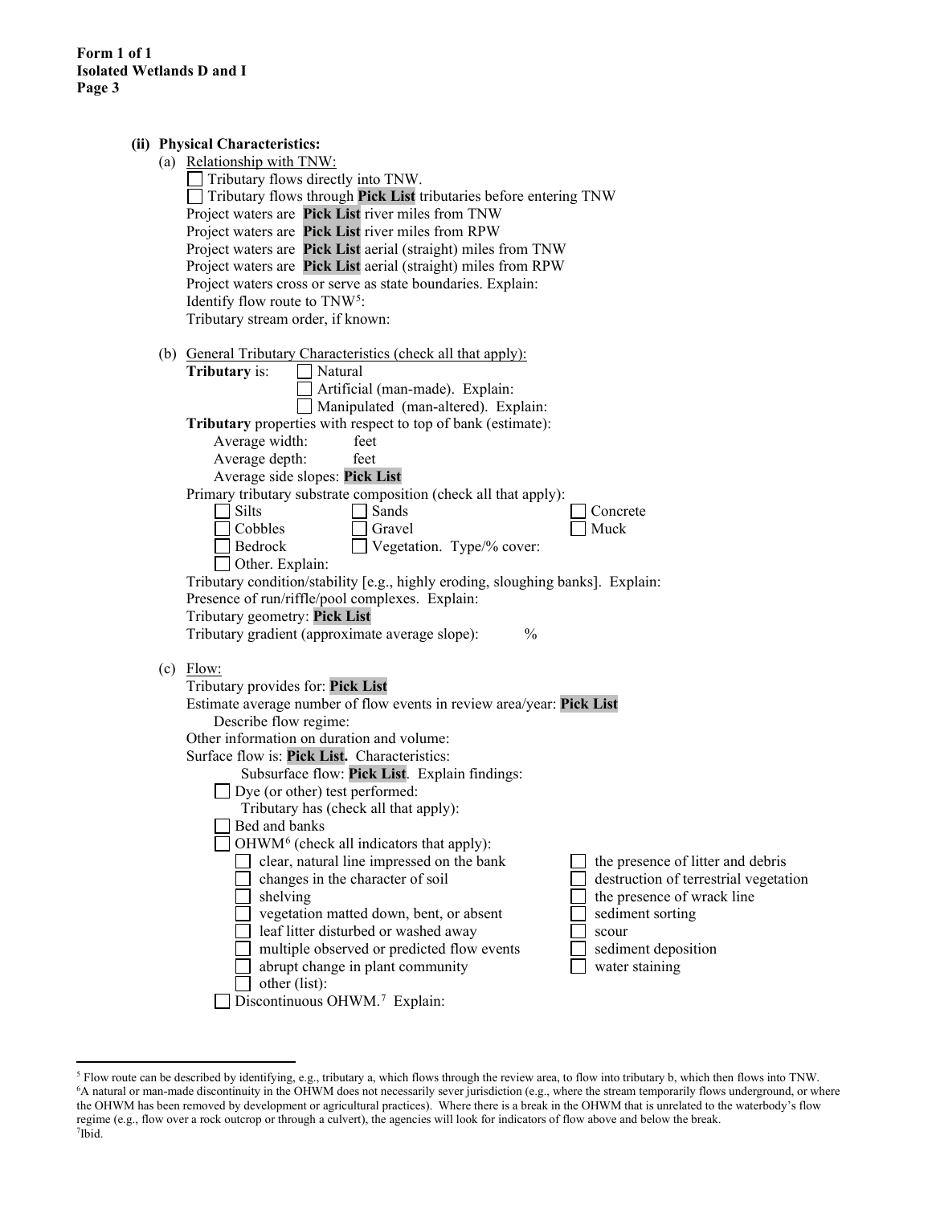**(ii) Physical Characteristics:**

(a) Relationship with TNW:

☐ Tributary flows directly into TNW.
☐ Tributary flows through **Pick List** tributaries before entering TNW
Project waters are **Pick List** river miles from TNW
Project waters are **Pick List** river miles from RPW
Project waters are **Pick List** aerial (straight) miles from TNW
Project waters are **Pick List** aerial (straight) miles from RPW
Project waters cross or serve as state boundaries. Explain:
Identify flow route to TNW[5]:
Tributary stream order, if known:

(b) General Tributary Characteristics (check all that apply):

**Tributary** is: ☐ Natural
☐ Artificial (man-made). Explain:
☐ Manipulated (man-altered). Explain:

**Tributary** properties with respect to top of bank (estimate):
Average width: feet
Average depth: feet
Average side slopes: **Pick List**

Primary tributary substrate composition (check all that apply):
☐ Silts ☐ Sands ☐ Concrete
☐ Cobbles ☐ Gravel ☐ Muck
☐ Bedrock ☐ Vegetation. Type/% cover:
☐ Other. Explain:

Tributary condition/stability [e.g., highly eroding, sloughing banks]. Explain:
Presence of run/riffle/pool complexes. Explain:
Tributary geometry: **Pick List**
Tributary gradient (approximate average slope): %

(c) Flow:

Tributary provides for: **Pick List**
Estimate average number of flow events in review area/year: **Pick List**
Describe flow regime:
Other information on duration and volume:
Surface flow is: **Pick List.** Characteristics:
Subsurface flow: **Pick List**. Explain findings:
☐ Dye (or other) test performed:
Tributary has (check all that apply):
☐ Bed and banks
☐ OHWM[6] (check all indicators that apply):
☐ clear, natural line impressed on the bank
☐ changes in the character of soil
☐ shelving
☐ vegetation matted down, bent, or absent
☐ leaf litter disturbed or washed away
☐ multiple observed or predicted flow events
☐ abrupt change in plant community
☐ other (list):
☐ the presence of litter and debris
☐ destruction of terrestrial vegetation
☐ the presence of wrack line
☐ sediment sorting
☐ scour
☐ sediment deposition
☐ water staining

☐ Discontinuous OHWM.[7] Explain:

---

[5] Flow route can be described by identifying, e.g., tributary a, which flows through the review area, to flow into tributary b, which then flows into TNW.
[6] A natural or man-made discontinuity in the OHWM does not necessarily sever jurisdiction (e.g., where the stream temporarily flows underground, or where the OHWM has been removed by development or agricultural practices). Where there is a break in the OHWM that is unrelated to the waterbody's flow regime (e.g., flow over a rock outcrop or through a culvert), the agencies will look for indicators of flow above and below the break.
[7] Ibid.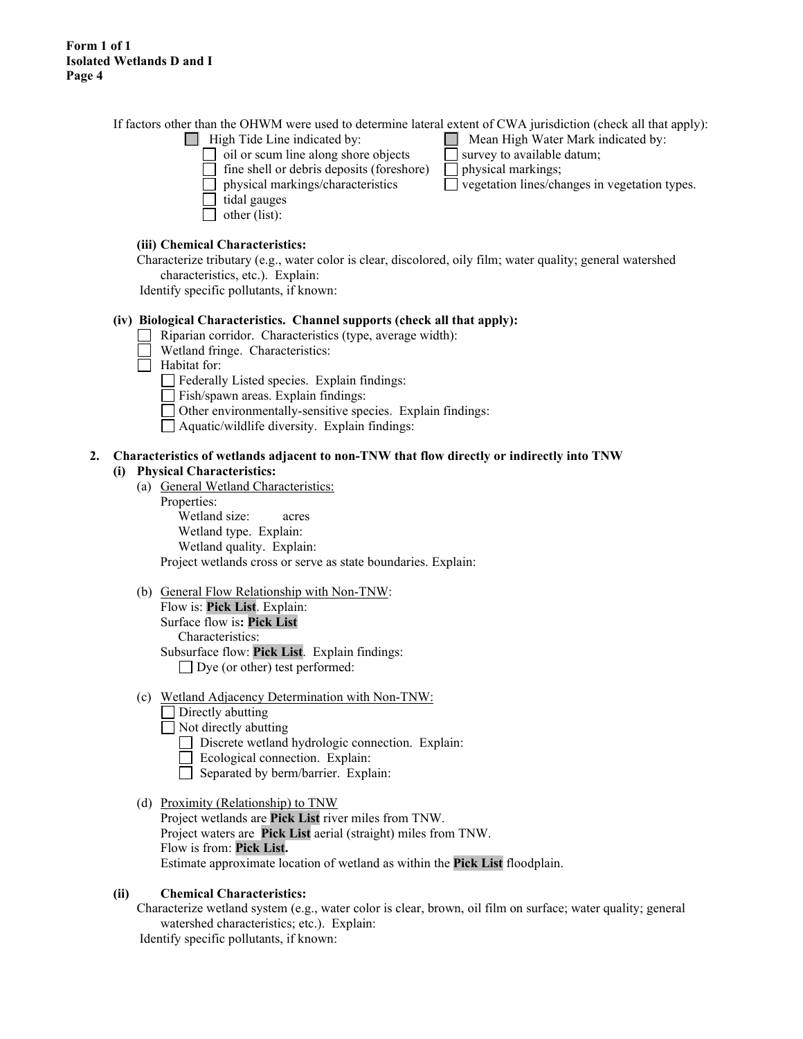If factors other than the OHWM were used to determine lateral extent of CWA jurisdiction (check all that apply):

- ☐ High Tide Line indicated by:
  - ☐ oil or scum line along shore objects
  - ☐ fine shell or debris deposits (foreshore)
  - ☐ physical markings/characteristics
  - ☐ tidal gauges
  - ☐ other (list):
- ☐ Mean High Water Mark indicated by:
  - ☐ survey to available datum;
  - ☐ physical markings;
  - ☐ vegetation lines/changes in vegetation types.

**(iii) Chemical Characteristics:**

Characterize tributary (e.g., water color is clear, discolored, oily film; water quality; general watershed characteristics, etc.). Explain:

Identify specific pollutants, if known:

**(iv) Biological Characteristics. Channel supports (check all that apply):**

- ☐ Riparian corridor. Characteristics (type, average width):
- ☐ Wetland fringe. Characteristics:
- ☐ Habitat for:
  - ☐ Federally Listed species. Explain findings:
  - ☐ Fish/spawn areas. Explain findings:
  - ☐ Other environmentally-sensitive species. Explain findings:
  - ☐ Aquatic/wildlife diversity. Explain findings:

**2. Characteristics of wetlands adjacent to non-TNW that flow directly or indirectly into TNW**

**(i) Physical Characteristics:**

(a) General Wetland Characteristics:

Properties:

Wetland size: acres

Wetland type. Explain:

Wetland quality. Explain:

Project wetlands cross or serve as state boundaries. Explain:

(b) General Flow Relationship with Non-TNW:

Flow is: **Pick List**. Explain:

Surface flow is**: Pick List**

Characteristics:

Subsurface flow: **Pick List**. Explain findings:

☐ Dye (or other) test performed:

(c) Wetland Adjacency Determination with Non-TNW:

- ☐ Directly abutting
- ☐ Not directly abutting
  - ☐ Discrete wetland hydrologic connection. Explain:
  - ☐ Ecological connection. Explain:
  - ☐ Separated by berm/barrier. Explain:

(d) Proximity (Relationship) to TNW

Project wetlands are **Pick List** river miles from TNW.

Project waters are **Pick List** aerial (straight) miles from TNW.

Flow is from: **Pick List.**

Estimate approximate location of wetland as within the **Pick List** floodplain.

**(ii) Chemical Characteristics:**

Characterize wetland system (e.g., water color is clear, brown, oil film on surface; water quality; general watershed characteristics; etc.). Explain:

Identify specific pollutants, if known: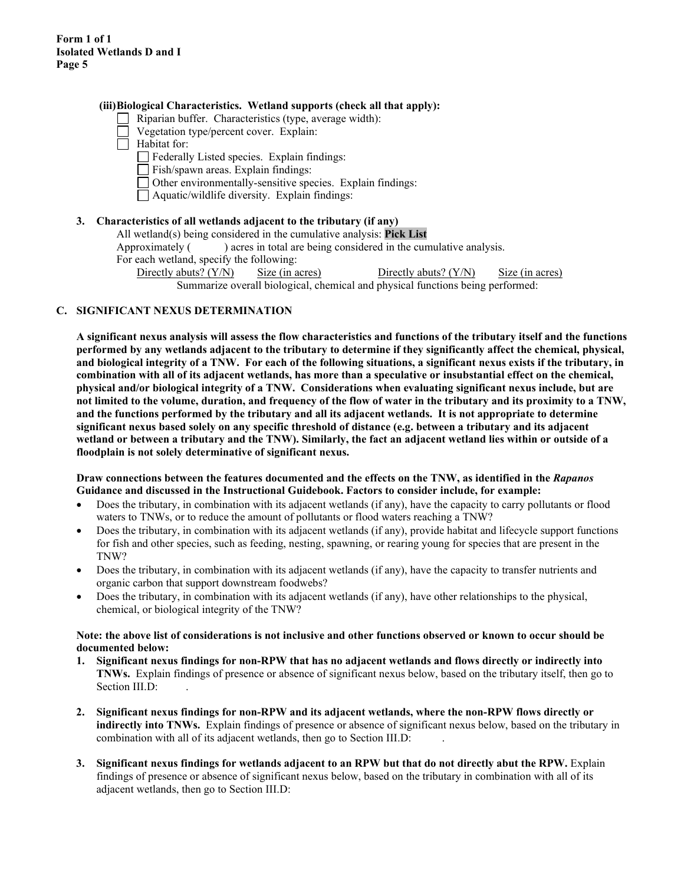**(iii) Biological Characteristics. Wetland supports (check all that apply):**

- ☐ Riparian buffer. Characteristics (type, average width):
- ☐ Vegetation type/percent cover. Explain:
- ☐ Habitat for:
  - ☐ Federally Listed species. Explain findings:
  - ☐ Fish/spawn areas. Explain findings:
  - ☐ Other environmentally-sensitive species. Explain findings:
  - ☐ Aquatic/wildlife diversity. Explain findings:

**3. Characteristics of all wetlands adjacent to the tributary (if any)**

All wetland(s) being considered in the cumulative analysis: **Pick List**

Approximately ( ) acres in total are being considered in the cumulative analysis.

For each wetland, specify the following:

| Directly abuts? (Y/N) | Size (in acres) | Directly abuts? (Y/N) | Size (in acres) |
|---|---|---|---|

Summarize overall biological, chemical and physical functions being performed:

## C. SIGNIFICANT NEXUS DETERMINATION

**A significant nexus analysis will assess the flow characteristics and functions of the tributary itself and the functions performed by any wetlands adjacent to the tributary to determine if they significantly affect the chemical, physical, and biological integrity of a TNW. For each of the following situations, a significant nexus exists if the tributary, in combination with all of its adjacent wetlands, has more than a speculative or insubstantial effect on the chemical, physical and/or biological integrity of a TNW. Considerations when evaluating significant nexus include, but are not limited to the volume, duration, and frequency of the flow of water in the tributary and its proximity to a TNW, and the functions performed by the tributary and all its adjacent wetlands. It is not appropriate to determine significant nexus based solely on any specific threshold of distance (e.g. between a tributary and its adjacent wetland or between a tributary and the TNW). Similarly, the fact an adjacent wetland lies within or outside of a floodplain is not solely determinative of significant nexus.**

**Draw connections between the features documented and the effects on the TNW, as identified in the *Rapanos* Guidance and discussed in the Instructional Guidebook. Factors to consider include, for example:**

- Does the tributary, in combination with its adjacent wetlands (if any), have the capacity to carry pollutants or flood waters to TNWs, or to reduce the amount of pollutants or flood waters reaching a TNW?
- Does the tributary, in combination with its adjacent wetlands (if any), provide habitat and lifecycle support functions for fish and other species, such as feeding, nesting, spawning, or rearing young for species that are present in the TNW?
- Does the tributary, in combination with its adjacent wetlands (if any), have the capacity to transfer nutrients and organic carbon that support downstream foodwebs?
- Does the tributary, in combination with its adjacent wetlands (if any), have other relationships to the physical, chemical, or biological integrity of the TNW?

**Note: the above list of considerations is not inclusive and other functions observed or known to occur should be documented below:**

1. **Significant nexus findings for non-RPW that has no adjacent wetlands and flows directly or indirectly into TNWs.** Explain findings of presence or absence of significant nexus below, based on the tributary itself, then go to Section III.D: .

2. **Significant nexus findings for non-RPW and its adjacent wetlands, where the non-RPW flows directly or indirectly into TNWs.** Explain findings of presence or absence of significant nexus below, based on the tributary in combination with all of its adjacent wetlands, then go to Section III.D: .

3. **Significant nexus findings for wetlands adjacent to an RPW but that do not directly abut the RPW.** Explain findings of presence or absence of significant nexus below, based on the tributary in combination with all of its adjacent wetlands, then go to Section III.D: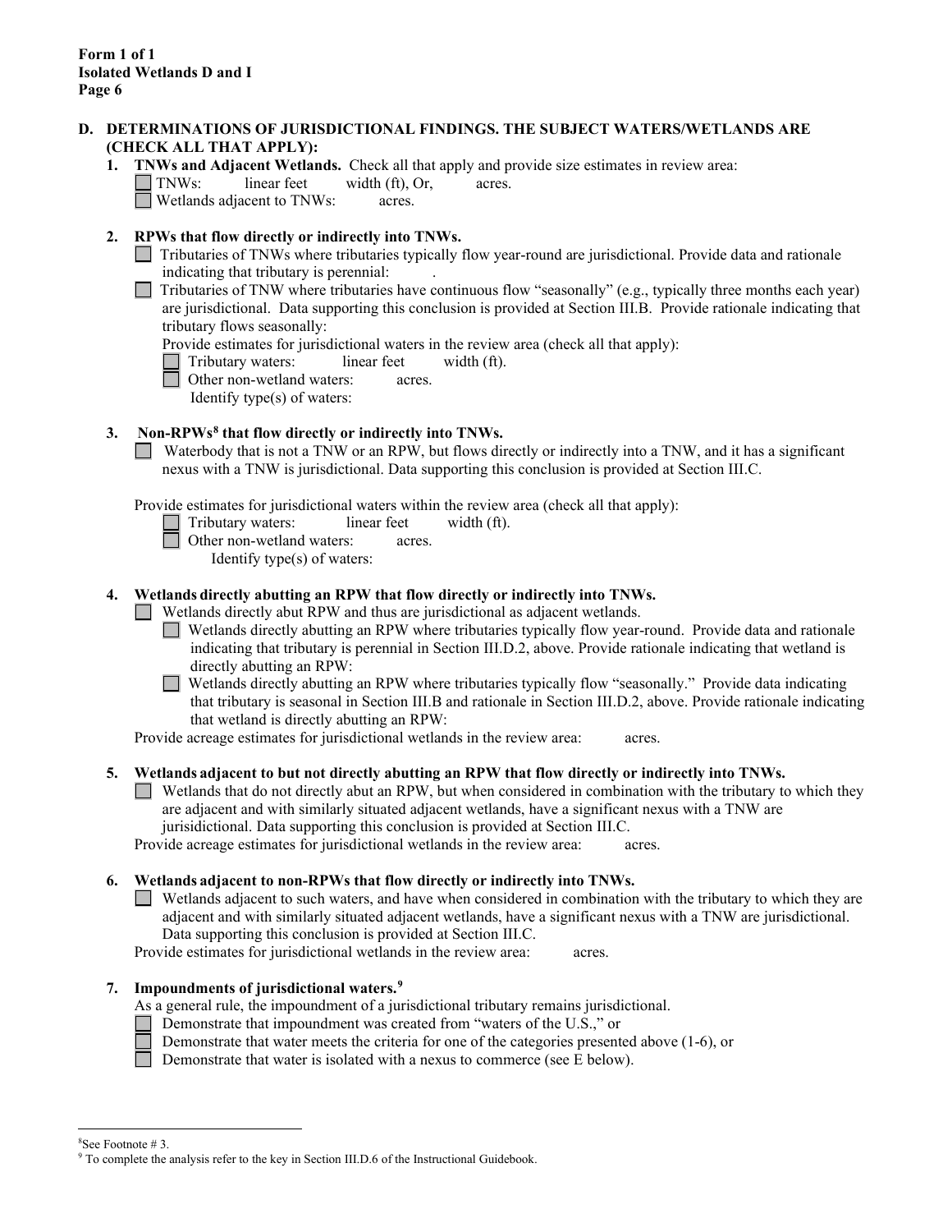## D. DETERMINATIONS OF JURISDICTIONAL FINDINGS. THE SUBJECT WATERS/WETLANDS ARE (CHECK ALL THAT APPLY):

**1. TNWs and Adjacent Wetlands.** Check all that apply and provide size estimates in review area:

- ☐ TNWs: linear feet width (ft), Or, acres.
- ☐ Wetlands adjacent to TNWs: acres.

**2. RPWs that flow directly or indirectly into TNWs.**

- ☐ Tributaries of TNWs where tributaries typically flow year-round are jurisdictional. Provide data and rationale indicating that tributary is perennial: .
- ☐ Tributaries of TNW where tributaries have continuous flow "seasonally" (e.g., typically three months each year) are jurisdictional. Data supporting this conclusion is provided at Section III.B. Provide rationale indicating that tributary flows seasonally:

Provide estimates for jurisdictional waters in the review area (check all that apply):

- ☐ Tributary waters: linear feet width (ft).
- ☐ Other non-wetland waters: acres.
  Identify type(s) of waters:

**3. Non-RPWs[8] that flow directly or indirectly into TNWs.**

- ☐ Waterbody that is not a TNW or an RPW, but flows directly or indirectly into a TNW, and it has a significant nexus with a TNW is jurisdictional. Data supporting this conclusion is provided at Section III.C.

Provide estimates for jurisdictional waters within the review area (check all that apply):

- ☐ Tributary waters: linear feet width (ft).
- ☐ Other non-wetland waters: acres.
  Identify type(s) of waters:

**4. Wetlands directly abutting an RPW that flow directly or indirectly into TNWs.**

- ☐ Wetlands directly abut RPW and thus are jurisdictional as adjacent wetlands.
  - ☐ Wetlands directly abutting an RPW where tributaries typically flow year-round. Provide data and rationale indicating that tributary is perennial in Section III.D.2, above. Provide rationale indicating that wetland is directly abutting an RPW:
  - ☐ Wetlands directly abutting an RPW where tributaries typically flow "seasonally." Provide data indicating that tributary is seasonal in Section III.B and rationale in Section III.D.2, above. Provide rationale indicating that wetland is directly abutting an RPW:

Provide acreage estimates for jurisdictional wetlands in the review area: acres.

**5. Wetlands adjacent to but not directly abutting an RPW that flow directly or indirectly into TNWs.**

- ☐ Wetlands that do not directly abut an RPW, but when considered in combination with the tributary to which they are adjacent and with similarly situated adjacent wetlands, have a significant nexus with a TNW are jurisidictional. Data supporting this conclusion is provided at Section III.C.

Provide acreage estimates for jurisdictional wetlands in the review area: acres.

**6. Wetlands adjacent to non-RPWs that flow directly or indirectly into TNWs.**

- ☐ Wetlands adjacent to such waters, and have when considered in combination with the tributary to which they are adjacent and with similarly situated adjacent wetlands, have a significant nexus with a TNW are jurisdictional. Data supporting this conclusion is provided at Section III.C.

Provide estimates for jurisdictional wetlands in the review area: acres.

**7. Impoundments of jurisdictional waters.[9]**

As a general rule, the impoundment of a jurisdictional tributary remains jurisdictional.

- ☐ Demonstrate that impoundment was created from "waters of the U.S.," or
- ☐ Demonstrate that water meets the criteria for one of the categories presented above (1-6), or
- ☐ Demonstrate that water is isolated with a nexus to commerce (see E below).

---

[8] See Footnote # 3.

[9] To complete the analysis refer to the key in Section III.D.6 of the Instructional Guidebook.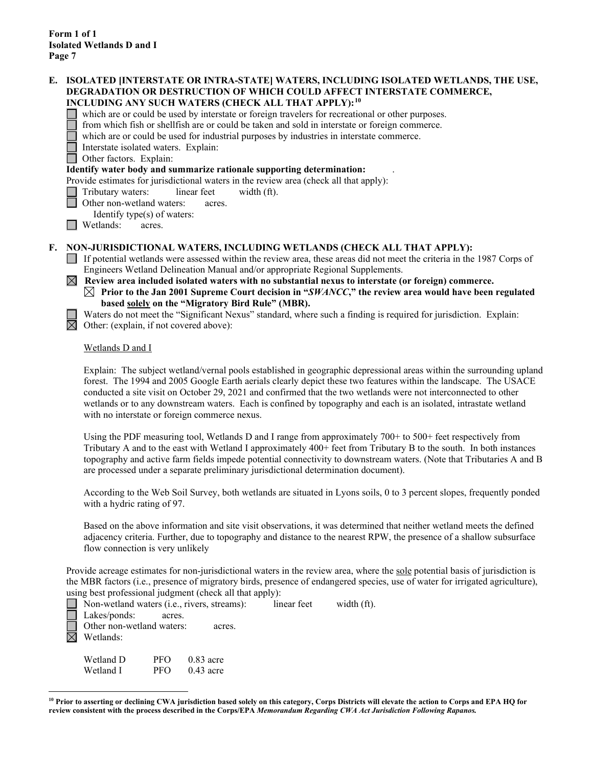**Form 1 of 1**
**Isolated Wetlands D and I**

**E. ISOLATED [INTERSTATE OR INTRA-STATE] WATERS, INCLUDING ISOLATED WETLANDS, THE USE, DEGRADATION OR DESTRUCTION OF WHICH COULD AFFECT INTERSTATE COMMERCE, INCLUDING ANY SUCH WATERS (CHECK ALL THAT APPLY):**[10]

- ☐ which are or could be used by interstate or foreign travelers for recreational or other purposes.
- ☐ from which fish or shellfish are or could be taken and sold in interstate or foreign commerce.
- ☐ which are or could be used for industrial purposes by industries in interstate commerce.
- ☐ Interstate isolated waters. Explain:
- ☐ Other factors. Explain:

**Identify water body and summarize rationale supporting determination:** .

Provide estimates for jurisdictional waters in the review area (check all that apply):

- ☐ Tributary waters: linear feet width (ft).
- ☐ Other non-wetland waters: acres.
  - Identify type(s) of waters:
- ☐ Wetlands: acres.

**F. NON-JURISDICTIONAL WATERS, INCLUDING WETLANDS (CHECK ALL THAT APPLY):**

- ☐ If potential wetlands were assessed within the review area, these areas did not meet the criteria in the 1987 Corps of Engineers Wetland Delineation Manual and/or appropriate Regional Supplements.
- ☒ **Review area included isolated waters with no substantial nexus to interstate (or foreign) commerce.**
  - ☒ **Prior to the Jan 2001 Supreme Court decision in "*SWANCC*," the review area would have been regulated based solely on the "Migratory Bird Rule" (MBR).**
- ☐ Waters do not meet the "Significant Nexus" standard, where such a finding is required for jurisdiction. Explain:
- ☒ Other: (explain, if not covered above):

Wetlands D and I

Explain: The subject wetland/vernal pools established in geographic depressional areas within the surrounding upland forest. The 1994 and 2005 Google Earth aerials clearly depict these two features within the landscape. The USACE conducted a site visit on October 29, 2021 and confirmed that the two wetlands were not interconnected to other wetlands or to any downstream waters. Each is confined by topography and each is an isolated, intrastate wetland with no interstate or foreign commerce nexus.

Using the PDF measuring tool, Wetlands D and I range from approximately 700+ to 500+ feet respectively from Tributary A and to the east with Wetland I approximately 400+ feet from Tributary B to the south. In both instances topography and active farm fields impede potential connectivity to downstream waters. (Note that Tributaries A and B are processed under a separate preliminary jurisdictional determination document).

According to the Web Soil Survey, both wetlands are situated in Lyons soils, 0 to 3 percent slopes, frequently ponded with a hydric rating of 97.

Based on the above information and site visit observations, it was determined that neither wetland meets the defined adjacency criteria. Further, due to topography and distance to the nearest RPW, the presence of a shallow subsurface flow connection is very unlikely

Provide acreage estimates for non-jurisdictional waters in the review area, where the sole potential basis of jurisdiction is the MBR factors (i.e., presence of migratory birds, presence of endangered species, use of water for irrigated agriculture), using best professional judgment (check all that apply):

- ☐ Non-wetland waters (i.e., rivers, streams): linear feet width (ft).
- ☐ Lakes/ponds: acres.
- ☐ Other non-wetland waters: acres.
- ☒ Wetlands:

| Wetland | Type | Acreage |
|---|---|---|
| Wetland D | PFO | 0.83 acre |
| Wetland I | PFO | 0.43 acre |

[10] **Prior to asserting or declining CWA jurisdiction based solely on this category, Corps Districts will elevate the action to Corps and EPA HQ for review consistent with the process described in the Corps/EPA *Memorandum Regarding CWA Act Jurisdiction Following Rapanos.***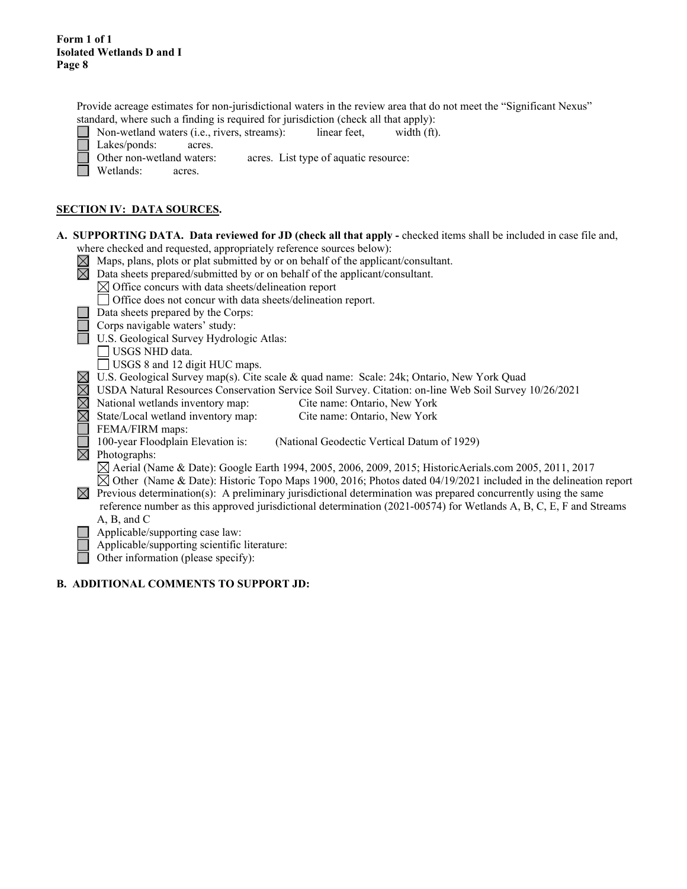Provide acreage estimates for non-jurisdictional waters in the review area that do not meet the "Significant Nexus" standard, where such a finding is required for jurisdiction (check all that apply):

- ☐ Non-wetland waters (i.e., rivers, streams): linear feet, width (ft).
- ☐ Lakes/ponds: acres.
- ☐ Other non-wetland waters: acres. List type of aquatic resource:
- ☐ Wetlands: acres.

## SECTION IV: DATA SOURCES.

**A. SUPPORTING DATA. Data reviewed for JD (check all that apply -** checked items shall be included in case file and, where checked and requested, appropriately reference sources below):

- ☒ Maps, plans, plots or plat submitted by or on behalf of the applicant/consultant.
- ☒ Data sheets prepared/submitted by or on behalf of the applicant/consultant.
  - ☒ Office concurs with data sheets/delineation report
  - ☐ Office does not concur with data sheets/delineation report.
- ☐ Data sheets prepared by the Corps:
- ☐ Corps navigable waters' study:
- ☐ U.S. Geological Survey Hydrologic Atlas:
  - ☐ USGS NHD data.
  - ☐ USGS 8 and 12 digit HUC maps.
- ☒ U.S. Geological Survey map(s). Cite scale & quad name: Scale: 24k; Ontario, New York Quad
- ☒ USDA Natural Resources Conservation Service Soil Survey. Citation: on-line Web Soil Survey 10/26/2021
- ☒ National wetlands inventory map: Cite name: Ontario, New York
- ☒ State/Local wetland inventory map: Cite name: Ontario, New York
- ☐ FEMA/FIRM maps:
- ☐ 100-year Floodplain Elevation is: (National Geodectic Vertical Datum of 1929)
- ☒ Photographs:
  - ☒ Aerial (Name & Date): Google Earth 1994, 2005, 2006, 2009, 2015; HistoricAerials.com 2005, 2011, 2017
  - ☒ Other (Name & Date): Historic Topo Maps 1900, 2016; Photos dated 04/19/2021 included in the delineation report
- ☒ Previous determination(s): A preliminary jurisdictional determination was prepared concurrently using the same reference number as this approved jurisdictional determination (2021-00574) for Wetlands A, B, C, E, F and Streams A, B, and C
- ☐ Applicable/supporting case law:
- ☐ Applicable/supporting scientific literature:
- ☐ Other information (please specify):

**B. ADDITIONAL COMMENTS TO SUPPORT JD:**